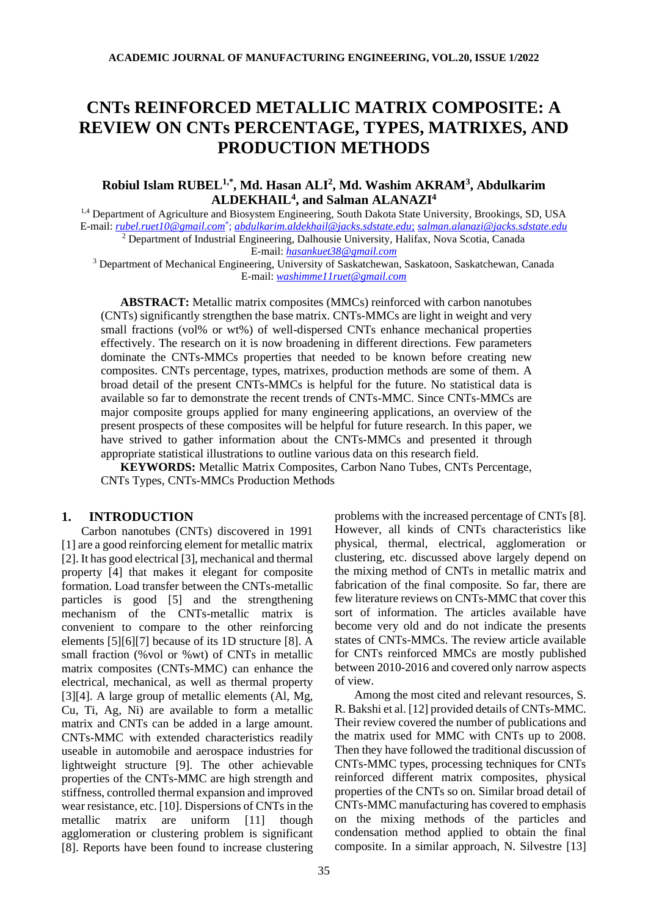# CNTs REINFORCED METALLIC MATRIX COMPOSITE: A REVIEW ON CNTs PERCENTAGE, TYPES, MATRIXES, AND PRODUCTION METHODS

**Robiul Islam RUBEL[1,*], Md. Hasan ALI[2], Md. Washim AKRAM[3], Abdulkarim ALDEKHAIL[4], and Salman ALANAZI[4]**

[1,4] Department of Agriculture and Biosystem Engineering, South Dakota State University, Brookings, SD, USA
E-mail: *rubel.ruet10@gmail.com*[*]; *abdulkarim.aldekhail@jacks.sdstate.edu*; *salman.alanazi@jacks.sdstate.edu*

[2] Department of Industrial Engineering, Dalhousie University, Halifax, Nova Scotia, Canada
E-mail: *hasankuet38@gmail.com*

[3] Department of Mechanical Engineering, University of Saskatchewan, Saskatoon, Saskatchewan, Canada
E-mail: *washimme11ruet@gmail.com*

**ABSTRACT:** Metallic matrix composites (MMCs) reinforced with carbon nanotubes (CNTs) significantly strengthen the base matrix. CNTs-MMCs are light in weight and very small fractions (vol% or wt%) of well-dispersed CNTs enhance mechanical properties effectively. The research on it is now broadening in different directions. Few parameters dominate the CNTs-MMCs properties that needed to be known before creating new composites. CNTs percentage, types, matrixes, production methods are some of them. A broad detail of the present CNTs-MMCs is helpful for the future. No statistical data is available so far to demonstrate the recent trends of CNTs-MMC. Since CNTs-MMCs are major composite groups applied for many engineering applications, an overview of the present prospects of these composites will be helpful for future research. In this paper, we have strived to gather information about the CNTs-MMCs and presented it through appropriate statistical illustrations to outline various data on this research field.

**KEYWORDS:** Metallic Matrix Composites, Carbon Nano Tubes, CNTs Percentage, CNTs Types, CNTs-MMCs Production Methods

## 1. INTRODUCTION

Carbon nanotubes (CNTs) discovered in 1991 [1] are a good reinforcing element for metallic matrix [2]. It has good electrical [3], mechanical and thermal property [4] that makes it elegant for composite formation. Load transfer between the CNTs-metallic particles is good [5] and the strengthening mechanism of the CNTs-metallic matrix is convenient to compare to the other reinforcing elements [5][6][7] because of its 1D structure [8]. A small fraction (%vol or %wt) of CNTs in metallic matrix composites (CNTs-MMC) can enhance the electrical, mechanical, as well as thermal property [3][4]. A large group of metallic elements (Al, Mg, Cu, Ti, Ag, Ni) are available to form a metallic matrix and CNTs can be added in a large amount. CNTs-MMC with extended characteristics readily useable in automobile and aerospace industries for lightweight structure [9]. The other achievable properties of the CNTs-MMC are high strength and stiffness, controlled thermal expansion and improved wear resistance, etc. [10]. Dispersions of CNTs in the metallic matrix are uniform [11] though agglomeration or clustering problem is significant [8]. Reports have been found to increase clustering problems with the increased percentage of CNTs [8]. However, all kinds of CNTs characteristics like physical, thermal, electrical, agglomeration or clustering, etc. discussed above largely depend on the mixing method of CNTs in metallic matrix and fabrication of the final composite. So far, there are few literature reviews on CNTs-MMC that cover this sort of information. The articles available have become very old and do not indicate the presents states of CNTs-MMCs. The review article available for CNTs reinforced MMCs are mostly published between 2010-2016 and covered only narrow aspects of view.

Among the most cited and relevant resources, S. R. Bakshi et al. [12] provided details of CNTs-MMC. Their review covered the number of publications and the matrix used for MMC with CNTs up to 2008. Then they have followed the traditional discussion of CNTs-MMC types, processing techniques for CNTs reinforced different matrix composites, physical properties of the CNTs so on. Similar broad detail of CNTs-MMC manufacturing has covered to emphasis on the mixing methods of the particles and condensation method applied to obtain the final composite. In a similar approach, N. Silvestre [13]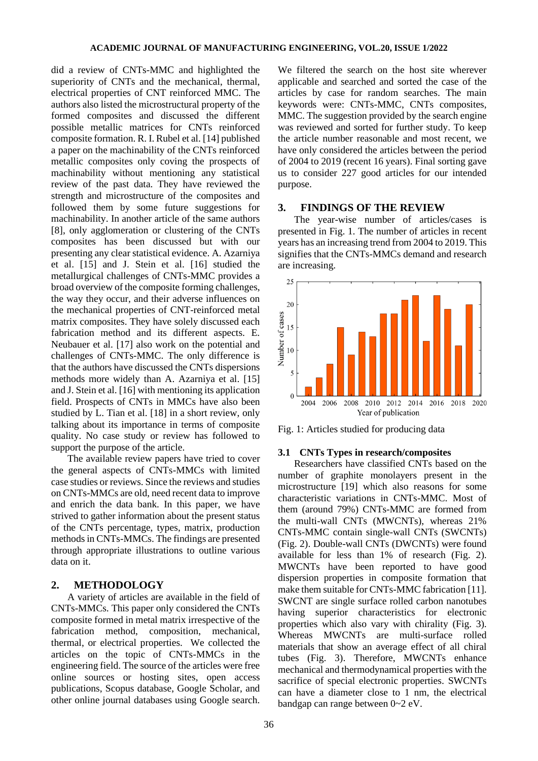did a review of CNTs-MMC and highlighted the superiority of CNTs and the mechanical, thermal, electrical properties of CNT reinforced MMC. The authors also listed the microstructural property of the formed composites and discussed the different possible metallic matrices for CNTs reinforced composite formation. R. I. Rubel et al. [14] published a paper on the machinability of the CNTs reinforced metallic composites only coving the prospects of machinability without mentioning any statistical review of the past data. They have reviewed the strength and microstructure of the composites and followed them by some future suggestions for machinability. In another article of the same authors [8], only agglomeration or clustering of the CNTs composites has been discussed but with our presenting any clear statistical evidence. A. Azarniya et al. [15] and J. Stein et al. [16] studied the metallurgical challenges of CNTs-MMC provides a broad overview of the composite forming challenges, the way they occur, and their adverse influences on the mechanical properties of CNT-reinforced metal matrix composites. They have solely discussed each fabrication method and its different aspects. E. Neubauer et al. [17] also work on the potential and challenges of CNTs-MMC. The only difference is that the authors have discussed the CNTs dispersions methods more widely than A. Azarniya et al. [15] and J. Stein et al. [16] with mentioning its application field. Prospects of CNTs in MMCs have also been studied by L. Tian et al. [18] in a short review, only talking about its importance in terms of composite quality. No case study or review has followed to support the purpose of the article.

The available review papers have tried to cover the general aspects of CNTs-MMCs with limited case studies or reviews. Since the reviews and studies on CNTs-MMCs are old, need recent data to improve and enrich the data bank. In this paper, we have strived to gather information about the present status of the CNTs percentage, types, matrix, production methods in CNTs-MMCs. The findings are presented through appropriate illustrations to outline various data on it.

## 2. METHODOLOGY

A variety of articles are available in the field of CNTs-MMCs. This paper only considered the CNTs composite formed in metal matrix irrespective of the fabrication method, composition, mechanical, thermal, or electrical properties. We collected the articles on the topic of CNTs-MMCs in the engineering field. The source of the articles were free online sources or hosting sites, open access publications, Scopus database, Google Scholar, and other online journal databases using Google search. We filtered the search on the host site wherever applicable and searched and sorted the case of the articles by case for random searches. The main keywords were: CNTs-MMC, CNTs composites, MMC. The suggestion provided by the search engine was reviewed and sorted for further study. To keep the article number reasonable and most recent, we have only considered the articles between the period of 2004 to 2019 (recent 16 years). Final sorting gave us to consider 227 good articles for our intended purpose.

## 3. FINDINGS OF THE REVIEW

The year-wise number of articles/cases is presented in Fig. 1. The number of articles in recent years has an increasing trend from 2004 to 2019. This signifies that the CNTs-MMCs demand and research are increasing.

Fig. 1: Articles studied for producing data

### 3.1 CNTs Types in research/composites

Researchers have classified CNTs based on the number of graphite monolayers present in the microstructure [19] which also reasons for some characteristic variations in CNTs-MMC. Most of them (around 79%) CNTs-MMC are formed from the multi-wall CNTs (MWCNTs), whereas 21% CNTs-MMC contain single-wall CNTs (SWCNTs) (Fig. 2). Double-wall CNTs (DWCNTs) were found available for less than 1% of research (Fig. 2). MWCNTs have been reported to have good dispersion properties in composite formation that make them suitable for CNTs-MMC fabrication [11]. SWCNT are single surface rolled carbon nanotubes having superior characteristics for electronic properties which also vary with chirality (Fig. 3). Whereas MWCNTs are multi-surface rolled materials that show an average effect of all chiral tubes (Fig. 3). Therefore, MWCNTs enhance mechanical and thermodynamical properties with the sacrifice of special electronic properties. SWCNTs can have a diameter close to 1 nm, the electrical bandgap can range between 0~2 eV.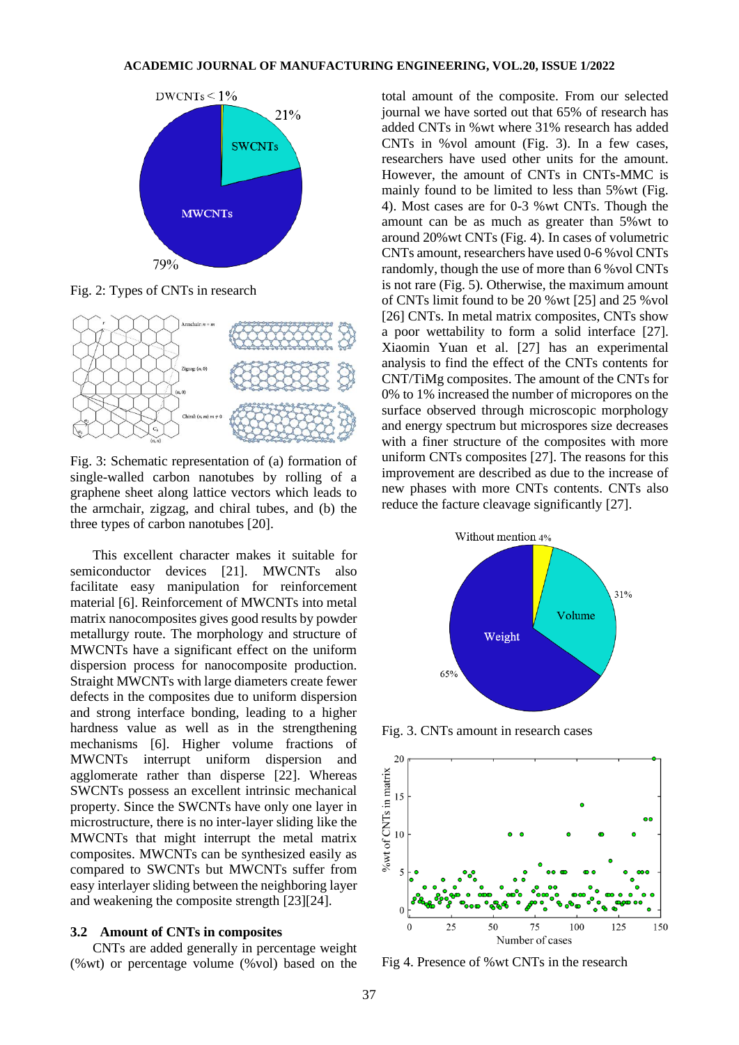Fig. 2: Types of CNTs in research

Fig. 3: Schematic representation of (a) formation of single-walled carbon nanotubes by rolling of a graphene sheet along lattice vectors which leads to the armchair, zigzag, and chiral tubes, and (b) the three types of carbon nanotubes [20].

This excellent character makes it suitable for semiconductor devices [21]. MWCNTs also facilitate easy manipulation for reinforcement material [6]. Reinforcement of MWCNTs into metal matrix nanocomposites gives good results by powder metallurgy route. The morphology and structure of MWCNTs have a significant effect on the uniform dispersion process for nanocomposite production. Straight MWCNTs with large diameters create fewer defects in the composites due to uniform dispersion and strong interface bonding, leading to a higher hardness value as well as in the strengthening mechanisms [6]. Higher volume fractions of MWCNTs interrupt uniform dispersion and agglomerate rather than disperse [22]. Whereas SWCNTs possess an excellent intrinsic mechanical property. Since the SWCNTs have only one layer in microstructure, there is no inter-layer sliding like the MWCNTs that might interrupt the metal matrix composites. MWCNTs can be synthesized easily as compared to SWCNTs but MWCNTs suffer from easy interlayer sliding between the neighboring layer and weakening the composite strength [23][24].

### 3.2 Amount of CNTs in composites

CNTs are added generally in percentage weight (%wt) or percentage volume (%vol) based on the total amount of the composite. From our selected journal we have sorted out that 65% of research has added CNTs in %wt where 31% research has added CNTs in %vol amount (Fig. 3). In a few cases, researchers have used other units for the amount. However, the amount of CNTs in CNTs-MMC is mainly found to be limited to less than 5%wt (Fig. 4). Most cases are for 0-3 %wt CNTs. Though the amount can be as much as greater than 5%wt to around 20%wt CNTs (Fig. 4). In cases of volumetric CNTs amount, researchers have used 0-6 %vol CNTs randomly, though the use of more than 6 %vol CNTs is not rare (Fig. 5). Otherwise, the maximum amount of CNTs limit found to be 20 %wt [25] and 25 %vol [26] CNTs. In metal matrix composites, CNTs show a poor wettability to form a solid interface [27]. Xiaomin Yuan et al. [27] has an experimental analysis to find the effect of the CNTs contents for CNT/TiMg composites. The amount of the CNTs for 0% to 1% increased the number of micropores on the surface observed through microscopic morphology and energy spectrum but micropores size decreases with a finer structure of the composites with more uniform CNTs composites [27]. The reasons for this improvement are described as due to the increase of new phases with more CNTs contents. CNTs also reduce the facture cleavage significantly [27].

Fig. 3. CNTs amount in research cases

Fig 4. Presence of %wt CNTs in the research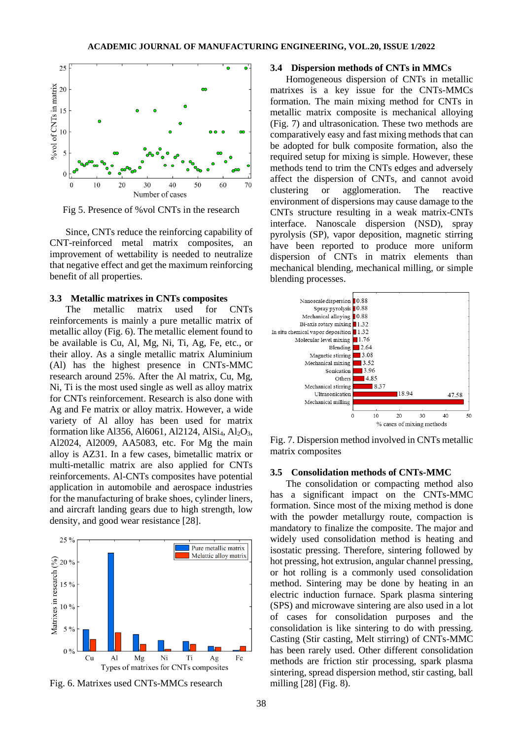Fig 5. Presence of %vol CNTs in the research

Since, CNTs reduce the reinforcing capability of CNT-reinforced metal matrix composites, an improvement of wettability is needed to neutralize that negative effect and get the maximum reinforcing benefit of all properties.

### 3.3 Metallic matrixes in CNTs composites

The metallic matrix used for CNTs reinforcements is mainly a pure metallic matrix of metallic alloy (Fig. 6). The metallic element found to be available is Cu, Al, Mg, Ni, Ti, Ag, Fe, etc., or their alloy. As a single metallic matrix Aluminium (Al) has the highest presence in CNTs-MMC research around 25%. After the Al matrix, Cu, Mg, Ni, Ti is the most used single as well as alloy matrix for CNTs reinforcement. Research is also done with Ag and Fe matrix or alloy matrix. However, a wide variety of Al alloy has been used for matrix formation like Al356, Al6061, Al2124, $AlSi_4$, $Al_2O_3$, Al2024, Al2009, AA5083, etc. For Mg the main alloy is AZ31. In a few cases, bimetallic matrix or multi-metallic matrix are also applied for CNTs reinforcements. Al-CNTs composites have potential application in automobile and aerospace industries for the manufacturing of brake shoes, cylinder liners, and aircraft landing gears due to high strength, low density, and good wear resistance [28].

Fig. 6. Matrixes used CNTs-MMCs research

### 3.4 Dispersion methods of CNTs in MMCs

Homogeneous dispersion of CNTs in metallic matrixes is a key issue for the CNTs-MMCs formation. The main mixing method for CNTs in metallic matrix composite is mechanical alloying (Fig. 7) and ultrasonication. These two methods are comparatively easy and fast mixing methods that can be adopted for bulk composite formation, also the required setup for mixing is simple. However, these methods tend to trim the CNTs edges and adversely affect the dispersion of CNTs, and cannot avoid clustering or agglomeration. The reactive environment of dispersions may cause damage to the CNTs structure resulting in a weak matrix-CNTs interface. Nanoscale dispersion (NSD), spray pyrolysis (SP), vapor deposition, magnetic stirring have been reported to produce more uniform dispersion of CNTs in matrix elements than mechanical blending, mechanical milling, or simple blending processes.

Fig. 7. Dispersion method involved in CNTs metallic matrix composites

### 3.5 Consolidation methods of CNTs-MMC

The consolidation or compacting method also has a significant impact on the CNTs-MMC formation. Since most of the mixing method is done with the powder metallurgy route, compaction is mandatory to finalize the composite. The major and widely used consolidation method is heating and isostatic pressing. Therefore, sintering followed by hot pressing, hot extrusion, angular channel pressing, or hot rolling is a commonly used consolidation method. Sintering may be done by heating in an electric induction furnace. Spark plasma sintering (SPS) and microwave sintering are also used in a lot of cases for consolidation purposes and the consolidation is like sintering to do with pressing. Casting (Stir casting, Melt stirring) of CNTs-MMC has been rarely used. Other different consolidation methods are friction stir processing, spark plasma sintering, spread dispersion method, stir casting, ball milling [28] (Fig. 8).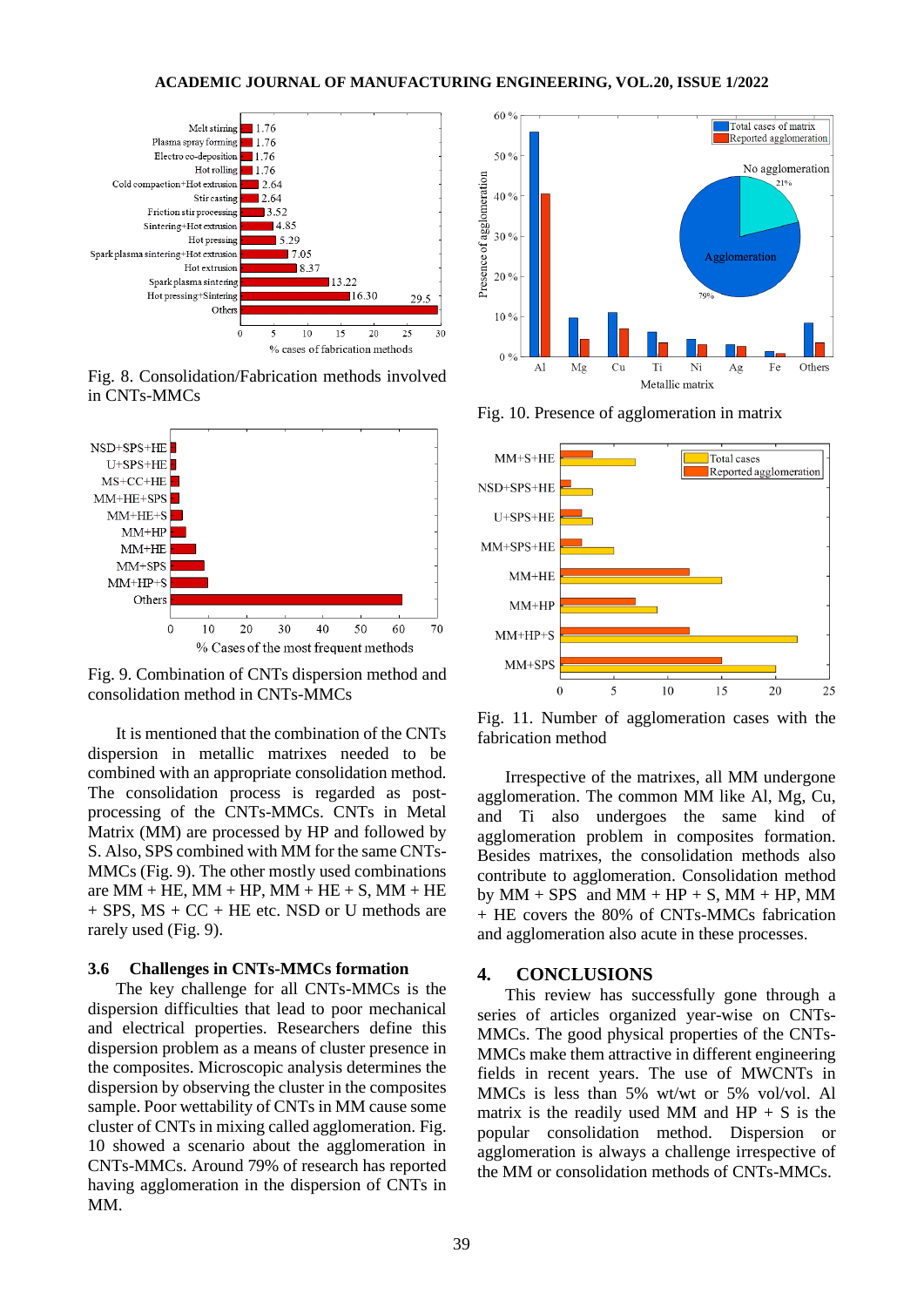Fig. 8. Consolidation/Fabrication methods involved in CNTs-MMCs

Fig. 9. Combination of CNTs dispersion method and consolidation method in CNTs-MMCs

It is mentioned that the combination of the CNTs dispersion in metallic matrixes needed to be combined with an appropriate consolidation method. The consolidation process is regarded as post-processing of the CNTs-MMCs. CNTs in Metal Matrix (MM) are processed by HP and followed by S. Also, SPS combined with MM for the same CNTs-MMCs (Fig. 9). The other mostly used combinations are MM + HE, MM + HP, MM + HE + S, MM + HE + SPS, MS + CC + HE etc. NSD or U methods are rarely used (Fig. 9).

### 3.6 Challenges in CNTs-MMCs formation

The key challenge for all CNTs-MMCs is the dispersion difficulties that lead to poor mechanical and electrical properties. Researchers define this dispersion problem as a means of cluster presence in the composites. Microscopic analysis determines the dispersion by observing the cluster in the composites sample. Poor wettability of CNTs in MM cause some cluster of CNTs in mixing called agglomeration. Fig. 10 showed a scenario about the agglomeration in CNTs-MMCs. Around 79% of research has reported having agglomeration in the dispersion of CNTs in MM.

Fig. 10. Presence of agglomeration in matrix

Fig. 11. Number of agglomeration cases with the fabrication method

Irrespective of the matrixes, all MM undergone agglomeration. The common MM like Al, Mg, Cu, and Ti also undergoes the same kind of agglomeration problem in composites formation. Besides matrixes, the consolidation methods also contribute to agglomeration. Consolidation method by MM + SPS and MM + HP + S, MM + HP, MM + HE covers the 80% of CNTs-MMCs fabrication and agglomeration also acute in these processes.

## 4. CONCLUSIONS

This review has successfully gone through a series of articles organized year-wise on CNTs-MMCs. The good physical properties of the CNTs-MMCs make them attractive in different engineering fields in recent years. The use of MWCNTs in MMCs is less than 5% wt/wt or 5% vol/vol. Al matrix is the readily used MM and HP + S is the popular consolidation method. Dispersion or agglomeration is always a challenge irrespective of the MM or consolidation methods of CNTs-MMCs.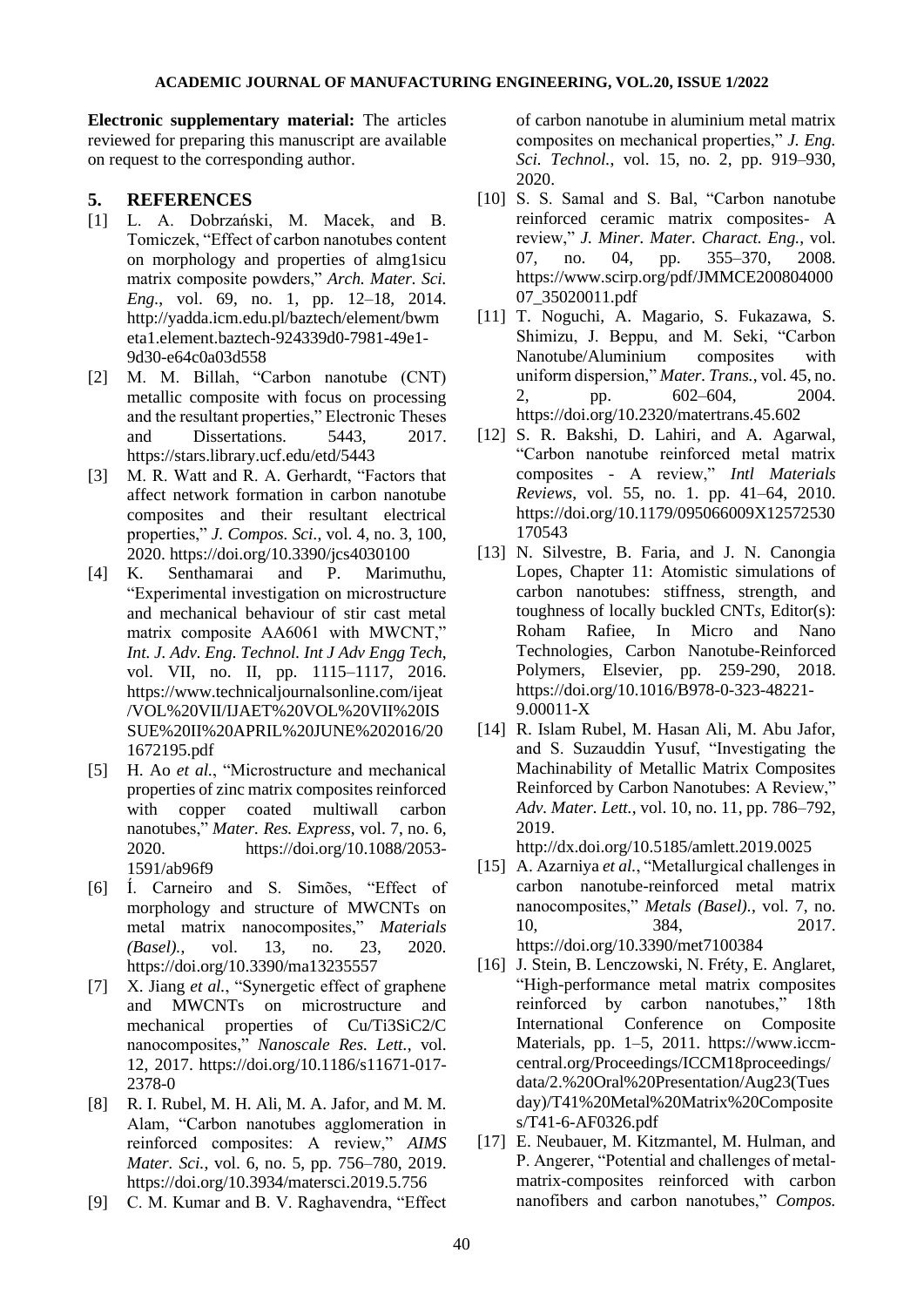**Electronic supplementary material:** The articles reviewed for preparing this manuscript are available on request to the corresponding author.

## 5. REFERENCES

[1] L. A. Dobrzański, M. Macek, and B. Tomiczek, "Effect of carbon nanotubes content on morphology and properties of almg1sicu matrix composite powders," *Arch. Mater. Sci. Eng.*, vol. 69, no. 1, pp. 12–18, 2014. http://yadda.icm.edu.pl/baztech/element/bwmeta1.element.baztech-924339d0-7981-49e1-9d30-e64c0a03d558

[2] M. M. Billah, "Carbon nanotube (CNT) metallic composite with focus on processing and the resultant properties," Electronic Theses and Dissertations. 5443, 2017. https://stars.library.ucf.edu/etd/5443

[3] M. R. Watt and R. A. Gerhardt, "Factors that affect network formation in carbon nanotube composites and their resultant electrical properties," *J. Compos. Sci.*, vol. 4, no. 3, 100, 2020. https://doi.org/10.3390/jcs4030100

[4] K. Senthamarai and P. Marimuthu, "Experimental investigation on microstructure and mechanical behaviour of stir cast metal matrix composite AA6061 with MWCNT," *Int. J. Adv. Eng. Technol. Int J Adv Engg Tech*, vol. VII, no. II, pp. 1115–1117, 2016. https://www.technicaljournalsonline.com/ijeat/VOL%20VII/IJAET%20VOL%20VII%20ISSUE%20II%20APRIL%20JUNE%202016/201672195.pdf

[5] H. Ao *et al.*, "Microstructure and mechanical properties of zinc matrix composites reinforced with copper coated multiwall carbon nanotubes," *Mater. Res. Express*, vol. 7, no. 6, 2020. https://doi.org/10.1088/2053-1591/ab96f9

[6] Í. Carneiro and S. Simões, "Effect of morphology and structure of MWCNTs on metal matrix nanocomposites," *Materials (Basel).*, vol. 13, no. 23, 2020. https://doi.org/10.3390/ma13235557

[7] X. Jiang *et al.*, "Synergetic effect of graphene and MWCNTs on microstructure and mechanical properties of Cu/Ti3SiC2/C nanocomposites," *Nanoscale Res. Lett.*, vol. 12, 2017. https://doi.org/10.1186/s11671-017-2378-0

[8] R. I. Rubel, M. H. Ali, M. A. Jafor, and M. M. Alam, "Carbon nanotubes agglomeration in reinforced composites: A review," *AIMS Mater. Sci.*, vol. 6, no. 5, pp. 756–780, 2019. https://doi.org/10.3934/matersci.2019.5.756

[9] C. M. Kumar and B. V. Raghavendra, "Effect of carbon nanotube in aluminium metal matrix composites on mechanical properties," *J. Eng. Sci. Technol.*, vol. 15, no. 2, pp. 919–930, 2020.

[10] S. S. Samal and S. Bal, "Carbon nanotube reinforced ceramic matrix composites- A review," *J. Miner. Mater. Charact. Eng.*, vol. 07, no. 04, pp. 355–370, 2008. https://www.scirp.org/pdf/JMMCE20080400007_35020011.pdf

[11] T. Noguchi, A. Magario, S. Fukazawa, S. Shimizu, J. Beppu, and M. Seki, "Carbon Nanotube/Aluminium composites with uniform dispersion," *Mater. Trans.*, vol. 45, no. 2, pp. 602–604, 2004. https://doi.org/10.2320/matertrans.45.602

[12] S. R. Bakshi, D. Lahiri, and A. Agarwal, "Carbon nanotube reinforced metal matrix composites - A review," *Intl Materials Reviews*, vol. 55, no. 1. pp. 41–64, 2010. https://doi.org/10.1179/095066009X12572530170543

[13] N. Silvestre, B. Faria, and J. N. Canongia Lopes, Chapter 11: Atomistic simulations of carbon nanotubes: stiffness, strength, and toughness of locally buckled CNTs, Editor(s): Roham Rafiee, In Micro and Nano Technologies, Carbon Nanotube-Reinforced Polymers, Elsevier, pp. 259-290, 2018. https://doi.org/10.1016/B978-0-323-48221-9.00011-X

[14] R. Islam Rubel, M. Hasan Ali, M. Abu Jafor, and S. Suzauddin Yusuf, "Investigating the Machinability of Metallic Matrix Composites Reinforced by Carbon Nanotubes: A Review," *Adv. Mater. Lett.*, vol. 10, no. 11, pp. 786–792, 2019. http://dx.doi.org/10.5185/amlett.2019.0025

[15] A. Azarniya *et al.*, "Metallurgical challenges in carbon nanotube-reinforced metal matrix nanocomposites," *Metals (Basel).*, vol. 7, no. 10, 384, 2017. https://doi.org/10.3390/met7100384

[16] J. Stein, B. Lenczowski, N. Fréty, E. Anglaret, "High-performance metal matrix composites reinforced by carbon nanotubes," 18th International Conference on Composite Materials, pp. 1–5, 2011. https://www.iccm-central.org/Proceedings/ICCM18proceedings/data/2.%20Oral%20Presentation/Aug23(Tuesday)/T41%20Metal%20Matrix%20Composites/T41-6-AF0326.pdf

[17] E. Neubauer, M. Kitzmantel, M. Hulman, and P. Angerer, "Potential and challenges of metal-matrix-composites reinforced with carbon nanofibers and carbon nanotubes," *Compos.*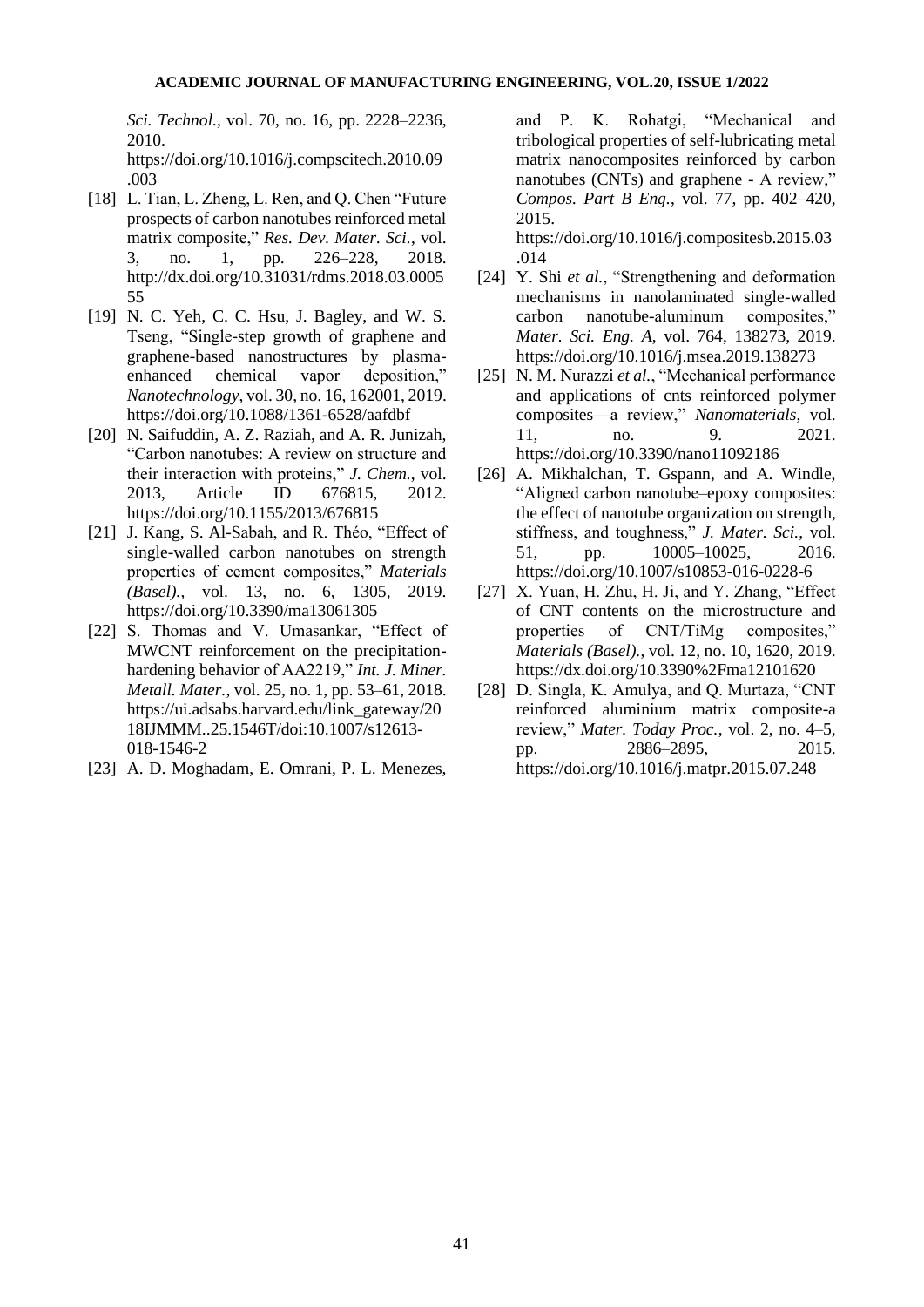*Sci. Technol.*, vol. 70, no. 16, pp. 2228–2236, 2010. https://doi.org/10.1016/j.compscitech.2010.09.003

[18] L. Tian, L. Zheng, L. Ren, and Q. Chen "Future prospects of carbon nanotubes reinforced metal matrix composite," *Res. Dev. Mater. Sci.*, vol. 3, no. 1, pp. 226–228, 2018. http://dx.doi.org/10.31031/rdms.2018.03.000555

[19] N. C. Yeh, C. C. Hsu, J. Bagley, and W. S. Tseng, "Single-step growth of graphene and graphene-based nanostructures by plasma-enhanced chemical vapor deposition," *Nanotechnology*, vol. 30, no. 16, 162001, 2019. https://doi.org/10.1088/1361-6528/aafdbf

[20] N. Saifuddin, A. Z. Raziah, and A. R. Junizah, "Carbon nanotubes: A review on structure and their interaction with proteins," *J. Chem.*, vol. 2013, Article ID 676815, 2012. https://doi.org/10.1155/2013/676815

[21] J. Kang, S. Al-Sabah, and R. Théo, "Effect of single-walled carbon nanotubes on strength properties of cement composites," *Materials (Basel).*, vol. 13, no. 6, 1305, 2019. https://doi.org/10.3390/ma13061305

[22] S. Thomas and V. Umasankar, "Effect of MWCNT reinforcement on the precipitation-hardening behavior of AA2219," *Int. J. Miner. Metall. Mater.*, vol. 25, no. 1, pp. 53–61, 2018. https://ui.adsabs.harvard.edu/link_gateway/2018IJMMM..25.1546T/doi:10.1007/s12613-018-1546-2

[23] A. D. Moghadam, E. Omrani, P. L. Menezes, and P. K. Rohatgi, "Mechanical and tribological properties of self-lubricating metal matrix nanocomposites reinforced by carbon nanotubes (CNTs) and graphene - A review," *Compos. Part B Eng.*, vol. 77, pp. 402–420, 2015. https://doi.org/10.1016/j.compositesb.2015.03.014

[24] Y. Shi *et al.*, "Strengthening and deformation mechanisms in nanolaminated single-walled carbon nanotube-aluminum composites," *Mater. Sci. Eng. A*, vol. 764, 138273, 2019. https://doi.org/10.1016/j.msea.2019.138273

[25] N. M. Nurazzi *et al.*, "Mechanical performance and applications of cnts reinforced polymer composites—a review," *Nanomaterials*, vol. 11, no. 9. 2021. https://doi.org/10.3390/nano11092186

[26] A. Mikhalchan, T. Gspann, and A. Windle, "Aligned carbon nanotube–epoxy composites: the effect of nanotube organization on strength, stiffness, and toughness," *J. Mater. Sci.*, vol. 51, pp. 10005–10025, 2016. https://doi.org/10.1007/s10853-016-0228-6

[27] X. Yuan, H. Zhu, H. Ji, and Y. Zhang, "Effect of CNT contents on the microstructure and properties of CNT/TiMg composites," *Materials (Basel).*, vol. 12, no. 10, 1620, 2019. https://dx.doi.org/10.3390%2Fma12101620

[28] D. Singla, K. Amulya, and Q. Murtaza, "CNT reinforced aluminium matrix composite-a review," *Mater. Today Proc.*, vol. 2, no. 4–5, pp. 2886–2895, 2015. https://doi.org/10.1016/j.matpr.2015.07.248